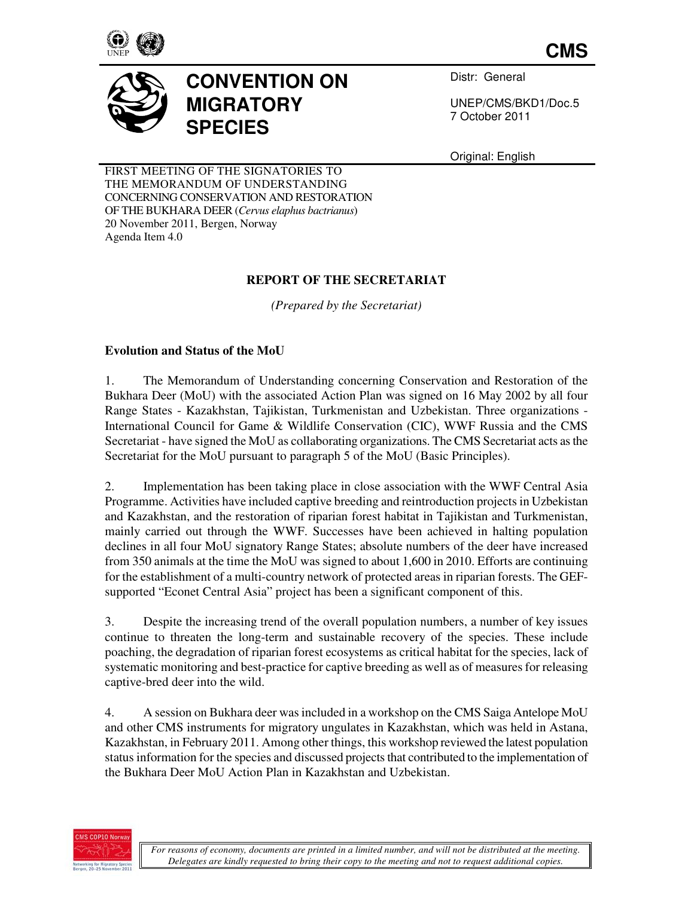CMS

# CONVENTION ON MIGRATORY SPECIES

Distr: General

UNEP/CMS/BKD1/Doc.5
7 October 2011

Original: English

FIRST MEETING OF THE SIGNATORIES TO
THE MEMORANDUM OF UNDERSTANDING
CONCERNING CONSERVATION AND RESTORATION
OF THE BUKHARA DEER (*Cervus elaphus bactrianus*)
20 November 2011, Bergen, Norway
Agenda Item 4.0

## REPORT OF THE SECRETARIAT

*(Prepared by the Secretariat)*

### Evolution and Status of the MoU

1. The Memorandum of Understanding concerning Conservation and Restoration of the Bukhara Deer (MoU) with the associated Action Plan was signed on 16 May 2002 by all four Range States - Kazakhstan, Tajikistan, Turkmenistan and Uzbekistan. Three organizations - International Council for Game & Wildlife Conservation (CIC), WWF Russia and the CMS Secretariat - have signed the MoU as collaborating organizations. The CMS Secretariat acts as the Secretariat for the MoU pursuant to paragraph 5 of the MoU (Basic Principles).

2. Implementation has been taking place in close association with the WWF Central Asia Programme. Activities have included captive breeding and reintroduction projects in Uzbekistan and Kazakhstan, and the restoration of riparian forest habitat in Tajikistan and Turkmenistan, mainly carried out through the WWF. Successes have been achieved in halting population declines in all four MoU signatory Range States; absolute numbers of the deer have increased from 350 animals at the time the MoU was signed to about 1,600 in 2010. Efforts are continuing for the establishment of a multi-country network of protected areas in riparian forests. The GEF-supported "Econet Central Asia" project has been a significant component of this.

3. Despite the increasing trend of the overall population numbers, a number of key issues continue to threaten the long-term and sustainable recovery of the species. These include poaching, the degradation of riparian forest ecosystems as critical habitat for the species, lack of systematic monitoring and best-practice for captive breeding as well as of measures for releasing captive-bred deer into the wild.

4. A session on Bukhara deer was included in a workshop on the CMS Saiga Antelope MoU and other CMS instruments for migratory ungulates in Kazakhstan, which was held in Astana, Kazakhstan, in February 2011. Among other things, this workshop reviewed the latest population status information for the species and discussed projects that contributed to the implementation of the Bukhara Deer MoU Action Plan in Kazakhstan and Uzbekistan.

*For reasons of economy, documents are printed in a limited number, and will not be distributed at the meeting. Delegates are kindly requested to bring their copy to the meeting and not to request additional copies.*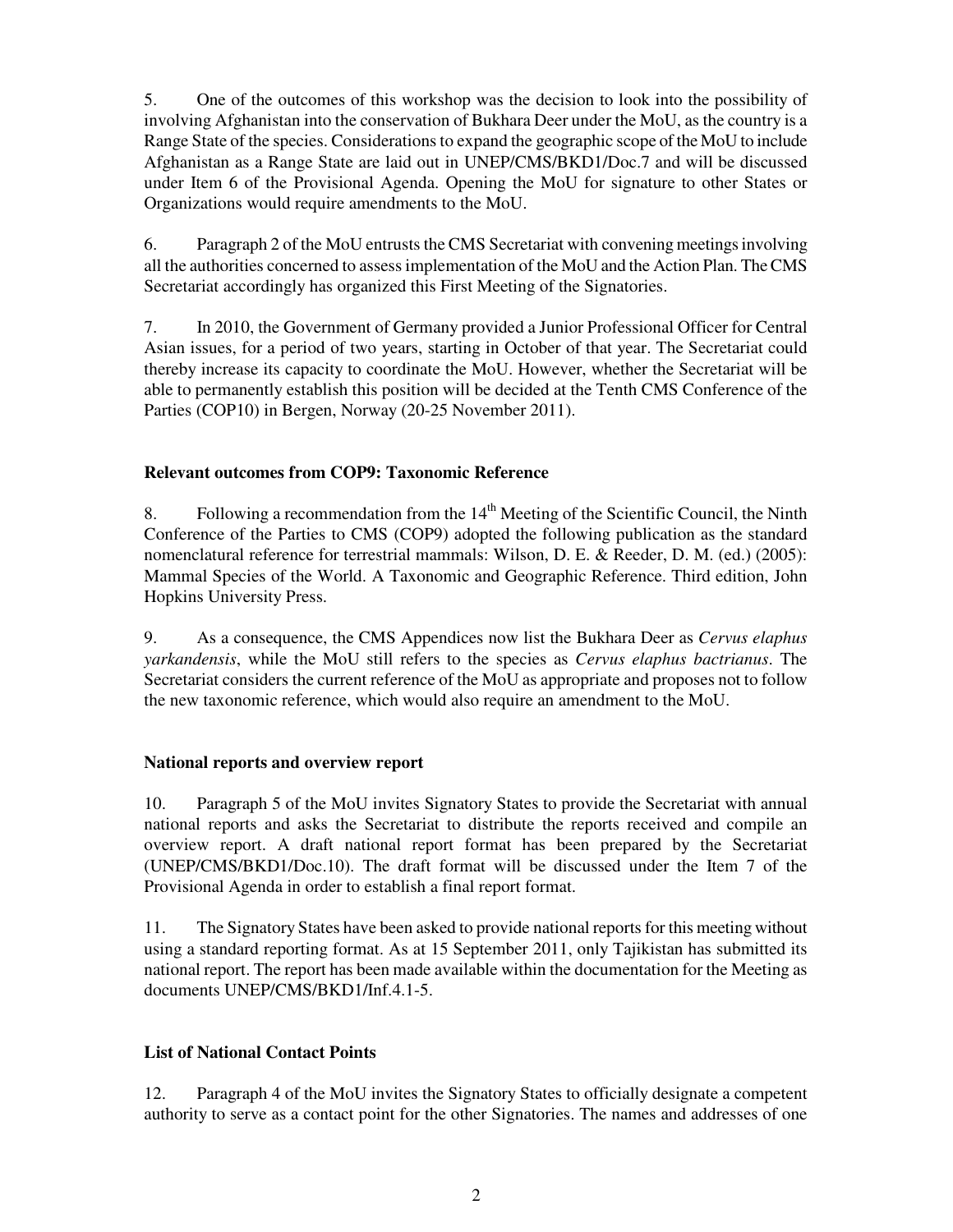5. One of the outcomes of this workshop was the decision to look into the possibility of involving Afghanistan into the conservation of Bukhara Deer under the MoU, as the country is a Range State of the species. Considerations to expand the geographic scope of the MoU to include Afghanistan as a Range State are laid out in UNEP/CMS/BKD1/Doc.7 and will be discussed under Item 6 of the Provisional Agenda. Opening the MoU for signature to other States or Organizations would require amendments to the MoU.

6. Paragraph 2 of the MoU entrusts the CMS Secretariat with convening meetings involving all the authorities concerned to assess implementation of the MoU and the Action Plan. The CMS Secretariat accordingly has organized this First Meeting of the Signatories.

7. In 2010, the Government of Germany provided a Junior Professional Officer for Central Asian issues, for a period of two years, starting in October of that year. The Secretariat could thereby increase its capacity to coordinate the MoU. However, whether the Secretariat will be able to permanently establish this position will be decided at the Tenth CMS Conference of the Parties (COP10) in Bergen, Norway (20-25 November 2011).

### Relevant outcomes from COP9: Taxonomic Reference

8. Following a recommendation from the 14th Meeting of the Scientific Council, the Ninth Conference of the Parties to CMS (COP9) adopted the following publication as the standard nomenclatural reference for terrestrial mammals: Wilson, D. E. & Reeder, D. M. (ed.) (2005): Mammal Species of the World. A Taxonomic and Geographic Reference. Third edition, John Hopkins University Press.

9. As a consequence, the CMS Appendices now list the Bukhara Deer as *Cervus elaphus yarkandensis*, while the MoU still refers to the species as *Cervus elaphus bactrianus*. The Secretariat considers the current reference of the MoU as appropriate and proposes not to follow the new taxonomic reference, which would also require an amendment to the MoU.

### National reports and overview report

10. Paragraph 5 of the MoU invites Signatory States to provide the Secretariat with annual national reports and asks the Secretariat to distribute the reports received and compile an overview report. A draft national report format has been prepared by the Secretariat (UNEP/CMS/BKD1/Doc.10). The draft format will be discussed under the Item 7 of the Provisional Agenda in order to establish a final report format.

11. The Signatory States have been asked to provide national reports for this meeting without using a standard reporting format. As at 15 September 2011, only Tajikistan has submitted its national report. The report has been made available within the documentation for the Meeting as documents UNEP/CMS/BKD1/Inf.4.1-5.

### List of National Contact Points

12. Paragraph 4 of the MoU invites the Signatory States to officially designate a competent authority to serve as a contact point for the other Signatories. The names and addresses of one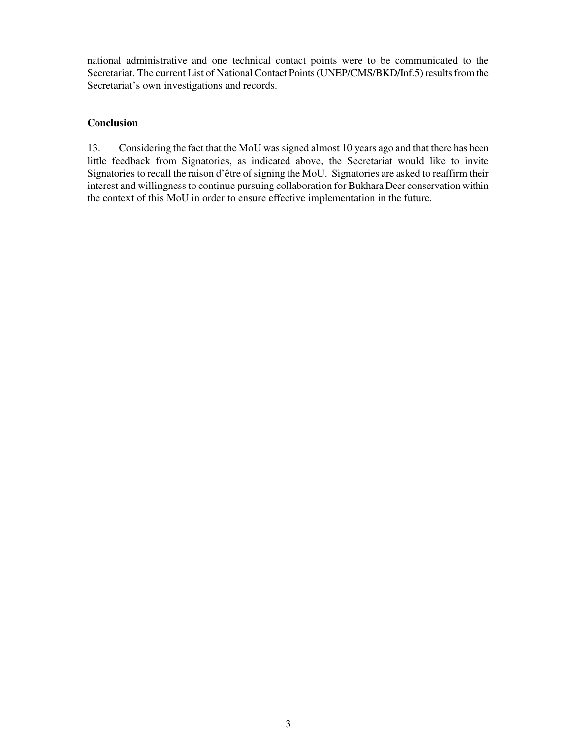national administrative and one technical contact points were to be communicated to the Secretariat. The current List of National Contact Points (UNEP/CMS/BKD/Inf.5) results from the Secretariat's own investigations and records.

**Conclusion**

13. Considering the fact that the MoU was signed almost 10 years ago and that there has been little feedback from Signatories, as indicated above, the Secretariat would like to invite Signatories to recall the raison d'être of signing the MoU. Signatories are asked to reaffirm their interest and willingness to continue pursuing collaboration for Bukhara Deer conservation within the context of this MoU in order to ensure effective implementation in the future.